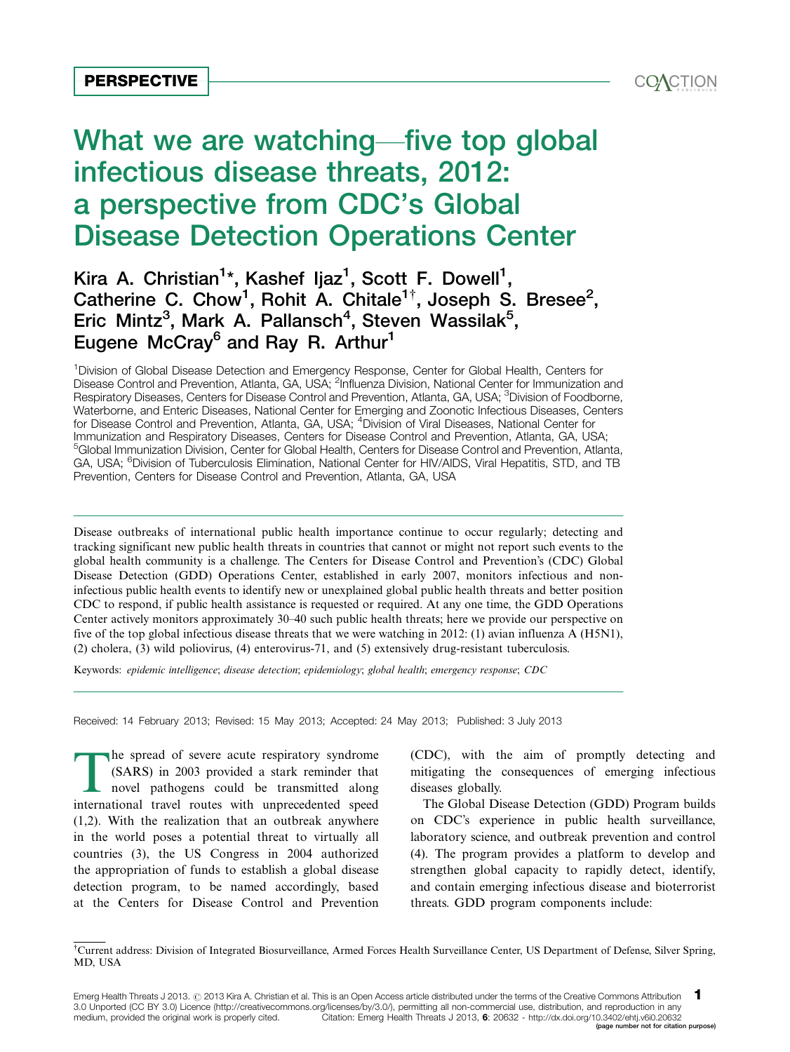PERSPECTIVE

# What we are watching—five top global infectious disease threats, 2012: a perspective from CDC's Global Disease Detection Operations Center

Kira A. Christian[1]*, Kashef Ijaz[1], Scott F. Dowell[1], Catherine C. Chow[1], Rohit A. Chitale[1†], Joseph S. Bresee[2], Eric Mintz[3], Mark A. Pallansch[4], Steven Wassilak[5], Eugene McCray[6] and Ray R. Arthur[1]

[1]Division of Global Disease Detection and Emergency Response, Center for Global Health, Centers for Disease Control and Prevention, Atlanta, GA, USA; [2]Influenza Division, National Center for Immunization and Respiratory Diseases, Centers for Disease Control and Prevention, Atlanta, GA, USA; [3]Division of Foodborne, Waterborne, and Enteric Diseases, National Center for Emerging and Zoonotic Infectious Diseases, Centers for Disease Control and Prevention, Atlanta, GA, USA; [4]Division of Viral Diseases, National Center for Immunization and Respiratory Diseases, Centers for Disease Control and Prevention, Atlanta, GA, USA; [5]Global Immunization Division, Center for Global Health, Centers for Disease Control and Prevention, Atlanta, GA, USA; [6]Division of Tuberculosis Elimination, National Center for HIV/AIDS, Viral Hepatitis, STD, and TB Prevention, Centers for Disease Control and Prevention, Atlanta, GA, USA

Disease outbreaks of international public health importance continue to occur regularly; detecting and tracking significant new public health threats in countries that cannot or might not report such events to the global health community is a challenge. The Centers for Disease Control and Prevention's (CDC) Global Disease Detection (GDD) Operations Center, established in early 2007, monitors infectious and non-infectious public health events to identify new or unexplained global public health threats and better position CDC to respond, if public health assistance is requested or required. At any one time, the GDD Operations Center actively monitors approximately 30–40 such public health threats; here we provide our perspective on five of the top global infectious disease threats that we were watching in 2012: (1) avian influenza A (H5N1), (2) cholera, (3) wild poliovirus, (4) enterovirus-71, and (5) extensively drug-resistant tuberculosis.

Keywords: *epidemic intelligence*; *disease detection*; *epidemiology*; *global health*; *emergency response*; *CDC*

Received: 14 February 2013; Revised: 15 May 2013; Accepted: 24 May 2013; Published: 3 July 2013

The spread of severe acute respiratory syndrome (SARS) in 2003 provided a stark reminder that novel pathogens could be transmitted along international travel routes with unprecedented speed (1,2). With the realization that an outbreak anywhere in the world poses a potential threat to virtually all countries (3), the US Congress in 2004 authorized the appropriation of funds to establish a global disease detection program, to be named accordingly, based at the Centers for Disease Control and Prevention (CDC), with the aim of promptly detecting and mitigating the consequences of emerging infectious diseases globally.

The Global Disease Detection (GDD) Program builds on CDC's experience in public health surveillance, laboratory science, and outbreak prevention and control (4). The program provides a platform to develop and strengthen global capacity to rapidly detect, identify, and contain emerging infectious disease and bioterrorist threats. GDD program components include:

†Current address: Division of Integrated Biosurveillance, Armed Forces Health Surveillance Center, US Department of Defense, Silver Spring, MD, USA

Emerg Health Threats J 2013. © 2013 Kira A. Christian et al. This is an Open Access article distributed under the terms of the Creative Commons Attribution 3.0 Unported (CC BY 3.0) Licence (http://creativecommons.org/licenses/by/3.0/), permitting all non-commercial use, distribution, and reproduction in any medium, provided the original work is properly cited. Citation: Emerg Health Threats J 2013, 6: 20632 - http://dx.doi.org/10.3402/ehtj.v6i0.20632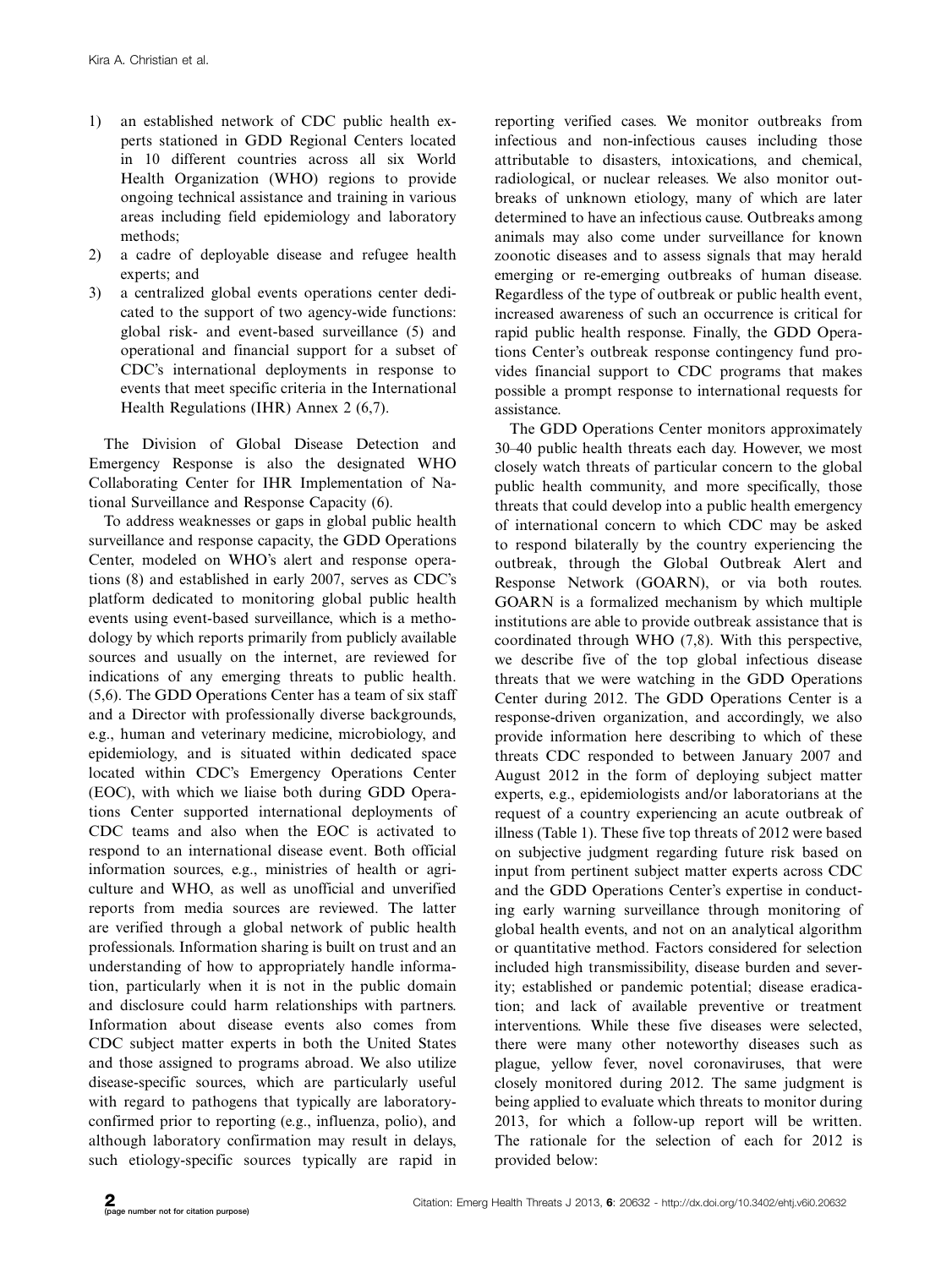1) an established network of CDC public health experts stationed in GDD Regional Centers located in 10 different countries across all six World Health Organization (WHO) regions to provide ongoing technical assistance and training in various areas including field epidemiology and laboratory methods;
2) a cadre of deployable disease and refugee health experts; and
3) a centralized global events operations center dedicated to the support of two agency-wide functions: global risk- and event-based surveillance (5) and operational and financial support for a subset of CDC's international deployments in response to events that meet specific criteria in the International Health Regulations (IHR) Annex 2 (6,7).

The Division of Global Disease Detection and Emergency Response is also the designated WHO Collaborating Center for IHR Implementation of National Surveillance and Response Capacity (6).

To address weaknesses or gaps in global public health surveillance and response capacity, the GDD Operations Center, modeled on WHO's alert and response operations (8) and established in early 2007, serves as CDC's platform dedicated to monitoring global public health events using event-based surveillance, which is a methodology by which reports primarily from publicly available sources and usually on the internet, are reviewed for indications of any emerging threats to public health. (5,6). The GDD Operations Center has a team of six staff and a Director with professionally diverse backgrounds, e.g., human and veterinary medicine, microbiology, and epidemiology, and is situated within dedicated space located within CDC's Emergency Operations Center (EOC), with which we liaise both during GDD Operations Center supported international deployments of CDC teams and also when the EOC is activated to respond to an international disease event. Both official information sources, e.g., ministries of health or agriculture and WHO, as well as unofficial and unverified reports from media sources are reviewed. The latter are verified through a global network of public health professionals. Information sharing is built on trust and an understanding of how to appropriately handle information, particularly when it is not in the public domain and disclosure could harm relationships with partners. Information about disease events also comes from CDC subject matter experts in both the United States and those assigned to programs abroad. We also utilize disease-specific sources, which are particularly useful with regard to pathogens that typically are laboratory-confirmed prior to reporting (e.g., influenza, polio), and although laboratory confirmation may result in delays, such etiology-specific sources typically are rapid in reporting verified cases. We monitor outbreaks from infectious and non-infectious causes including those attributable to disasters, intoxications, and chemical, radiological, or nuclear releases. We also monitor outbreaks of unknown etiology, many of which are later determined to have an infectious cause. Outbreaks among animals may also come under surveillance for known zoonotic diseases and to assess signals that may herald emerging or re-emerging outbreaks of human disease. Regardless of the type of outbreak or public health event, increased awareness of such an occurrence is critical for rapid public health response. Finally, the GDD Operations Center's outbreak response contingency fund provides financial support to CDC programs that makes possible a prompt response to international requests for assistance.

The GDD Operations Center monitors approximately 30–40 public health threats each day. However, we most closely watch threats of particular concern to the global public health community, and more specifically, those threats that could develop into a public health emergency of international concern to which CDC may be asked to respond bilaterally by the country experiencing the outbreak, through the Global Outbreak Alert and Response Network (GOARN), or via both routes. GOARN is a formalized mechanism by which multiple institutions are able to provide outbreak assistance that is coordinated through WHO (7,8). With this perspective, we describe five of the top global infectious disease threats that we were watching in the GDD Operations Center during 2012. The GDD Operations Center is a response-driven organization, and accordingly, we also provide information here describing to which of these threats CDC responded to between January 2007 and August 2012 in the form of deploying subject matter experts, e.g., epidemiologists and/or laboratorians at the request of a country experiencing an acute outbreak of illness (Table 1). These five top threats of 2012 were based on subjective judgment regarding future risk based on input from pertinent subject matter experts across CDC and the GDD Operations Center's expertise in conducting early warning surveillance through monitoring of global health events, and not on an analytical algorithm or quantitative method. Factors considered for selection included high transmissibility, disease burden and severity; established or pandemic potential; disease eradication; and lack of available preventive or treatment interventions. While these five diseases were selected, there were many other noteworthy diseases such as plague, yellow fever, novel coronaviruses, that were closely monitored during 2012. The same judgment is being applied to evaluate which threats to monitor during 2013, for which a follow-up report will be written. The rationale for the selection of each for 2012 is provided below: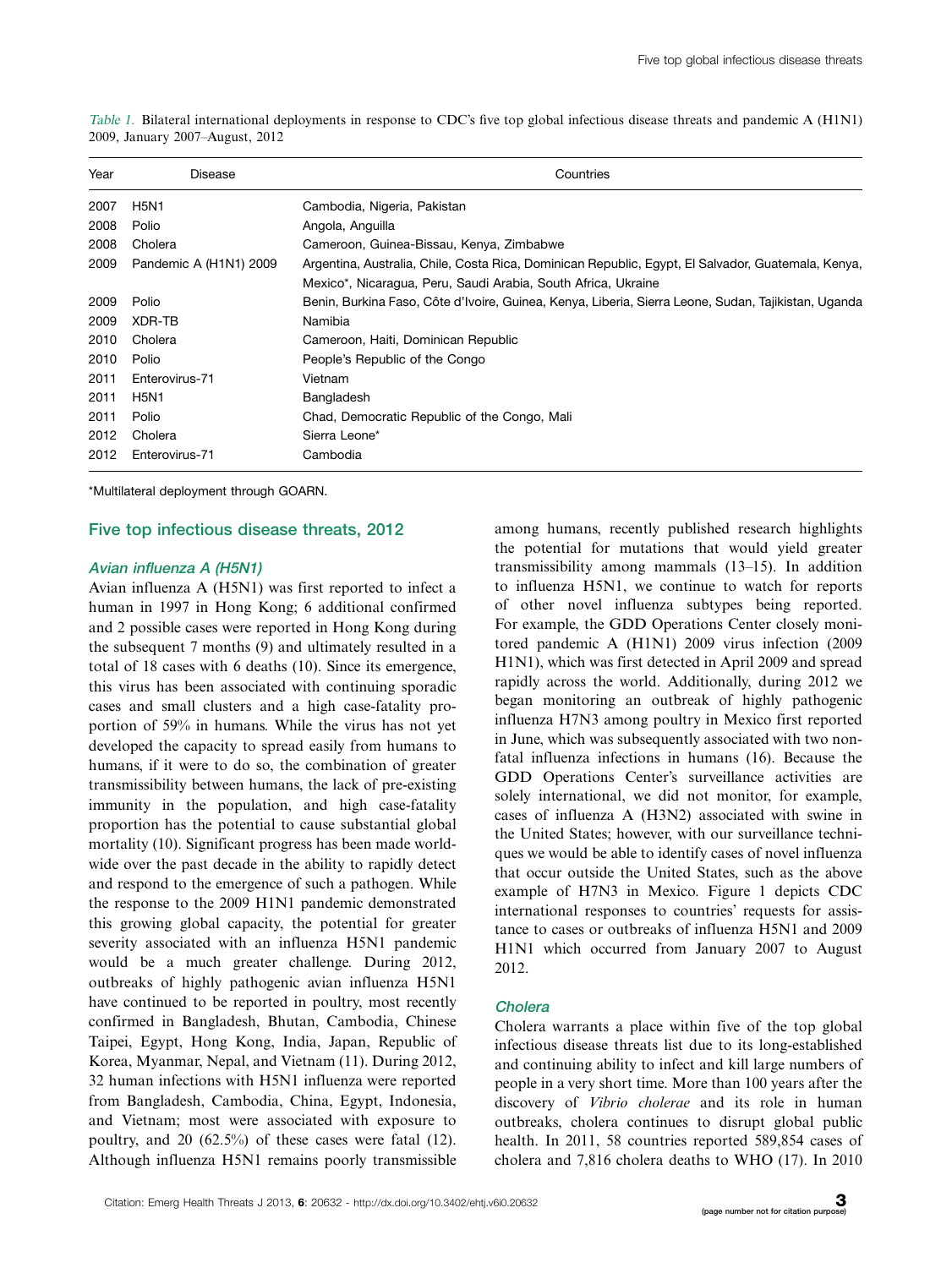*Table 1.* Bilateral international deployments in response to CDC's five top global infectious disease threats and pandemic A (H1N1) 2009, January 2007–August, 2012

| Year | Disease | Countries |
|---|---|---|
| 2007 | H5N1 | Cambodia, Nigeria, Pakistan |
| 2008 | Polio | Angola, Anguilla |
| 2008 | Cholera | Cameroon, Guinea-Bissau, Kenya, Zimbabwe |
| 2009 | Pandemic A (H1N1) 2009 | Argentina, Australia, Chile, Costa Rica, Dominican Republic, Egypt, El Salvador, Guatemala, Kenya, Mexico*, Nicaragua, Peru, Saudi Arabia, South Africa, Ukraine |
| 2009 | Polio | Benin, Burkina Faso, Côte d'Ivoire, Guinea, Kenya, Liberia, Sierra Leone, Sudan, Tajikistan, Uganda |
| 2009 | XDR-TB | Namibia |
| 2010 | Cholera | Cameroon, Haiti, Dominican Republic |
| 2010 | Polio | People's Republic of the Congo |
| 2011 | Enterovirus-71 | Vietnam |
| 2011 | H5N1 | Bangladesh |
| 2011 | Polio | Chad, Democratic Republic of the Congo, Mali |
| 2012 | Cholera | Sierra Leone* |
| 2012 | Enterovirus-71 | Cambodia |

*Multilateral deployment through GOARN.

## Five top infectious disease threats, 2012

### *Avian influenza A (H5N1)*

Avian influenza A (H5N1) was first reported to infect a human in 1997 in Hong Kong; 6 additional confirmed and 2 possible cases were reported in Hong Kong during the subsequent 7 months (9) and ultimately resulted in a total of 18 cases with 6 deaths (10). Since its emergence, this virus has been associated with continuing sporadic cases and small clusters and a high case-fatality proportion of 59% in humans. While the virus has not yet developed the capacity to spread easily from humans to humans, if it were to do so, the combination of greater transmissibility between humans, the lack of pre-existing immunity in the population, and high case-fatality proportion has the potential to cause substantial global mortality (10). Significant progress has been made worldwide over the past decade in the ability to rapidly detect and respond to the emergence of such a pathogen. While the response to the 2009 H1N1 pandemic demonstrated this growing global capacity, the potential for greater severity associated with an influenza H5N1 pandemic would be a much greater challenge. During 2012, outbreaks of highly pathogenic avian influenza H5N1 have continued to be reported in poultry, most recently confirmed in Bangladesh, Bhutan, Cambodia, Chinese Taipei, Egypt, Hong Kong, India, Japan, Republic of Korea, Myanmar, Nepal, and Vietnam (11). During 2012, 32 human infections with H5N1 influenza were reported from Bangladesh, Cambodia, China, Egypt, Indonesia, and Vietnam; most were associated with exposure to poultry, and 20 (62.5%) of these cases were fatal (12). Although influenza H5N1 remains poorly transmissible among humans, recently published research highlights the potential for mutations that would yield greater transmissibility among mammals (13–15). In addition to influenza H5N1, we continue to watch for reports of other novel influenza subtypes being reported. For example, the GDD Operations Center closely monitored pandemic A (H1N1) 2009 virus infection (2009 H1N1), which was first detected in April 2009 and spread rapidly across the world. Additionally, during 2012 we began monitoring an outbreak of highly pathogenic influenza H7N3 among poultry in Mexico first reported in June, which was subsequently associated with two non-fatal influenza infections in humans (16). Because the GDD Operations Center's surveillance activities are solely international, we did not monitor, for example, cases of influenza A (H3N2) associated with swine in the United States; however, with our surveillance techniques we would be able to identify cases of novel influenza that occur outside the United States, such as the above example of H7N3 in Mexico. Figure 1 depicts CDC international responses to countries' requests for assistance to cases or outbreaks of influenza H5N1 and 2009 H1N1 which occurred from January 2007 to August 2012.

### *Cholera*

Cholera warrants a place within five of the top global infectious disease threats list due to its long-established and continuing ability to infect and kill large numbers of people in a very short time. More than 100 years after the discovery of *Vibrio cholerae* and its role in human outbreaks, cholera continues to disrupt global public health. In 2011, 58 countries reported 589,854 cases of cholera and 7,816 cholera deaths to WHO (17). In 2010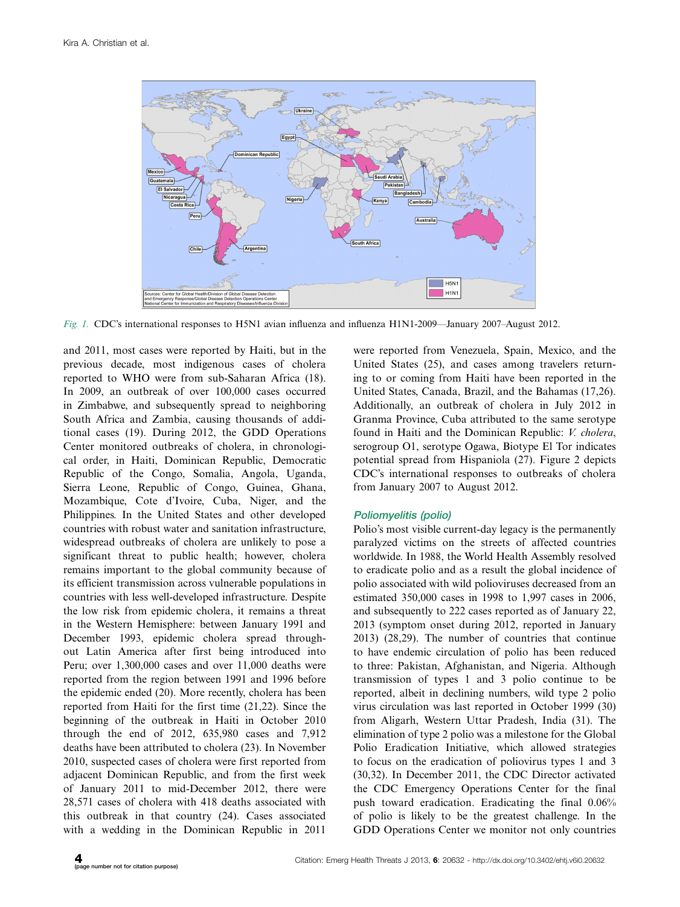*Fig. 1.* CDC's international responses to H5N1 avian influenza and influenza H1N1-2009—January 2007–August 2012.

and 2011, most cases were reported by Haiti, but in the previous decade, most indigenous cases of cholera reported to WHO were from sub-Saharan Africa (18). In 2009, an outbreak of over 100,000 cases occurred in Zimbabwe, and subsequently spread to neighboring South Africa and Zambia, causing thousands of additional cases (19). During 2012, the GDD Operations Center monitored outbreaks of cholera, in chronological order, in Haiti, Dominican Republic, Democratic Republic of the Congo, Somalia, Angola, Uganda, Sierra Leone, Republic of Congo, Guinea, Ghana, Mozambique, Cote d'Ivoire, Cuba, Niger, and the Philippines. In the United States and other developed countries with robust water and sanitation infrastructure, widespread outbreaks of cholera are unlikely to pose a significant threat to public health; however, cholera remains important to the global community because of its efficient transmission across vulnerable populations in countries with less well-developed infrastructure. Despite the low risk from epidemic cholera, it remains a threat in the Western Hemisphere: between January 1991 and December 1993, epidemic cholera spread throughout Latin America after first being introduced into Peru; over 1,300,000 cases and over 11,000 deaths were reported from the region between 1991 and 1996 before the epidemic ended (20). More recently, cholera has been reported from Haiti for the first time (21,22). Since the beginning of the outbreak in Haiti in October 2010 through the end of 2012, 635,980 cases and 7,912 deaths have been attributed to cholera (23). In November 2010, suspected cases of cholera were first reported from adjacent Dominican Republic, and from the first week of January 2011 to mid-December 2012, there were 28,571 cases of cholera with 418 deaths associated with this outbreak in that country (24). Cases associated with a wedding in the Dominican Republic in 2011 were reported from Venezuela, Spain, Mexico, and the United States (25), and cases among travelers returning to or coming from Haiti have been reported in the United States, Canada, Brazil, and the Bahamas (17,26). Additionally, an outbreak of cholera in July 2012 in Granma Province, Cuba attributed to the same serotype found in Haiti and the Dominican Republic: *V. cholera*, serogroup O1, serotype Ogawa, Biotype El Tor indicates potential spread from Hispaniola (27). Figure 2 depicts CDC's international responses to outbreaks of cholera from January 2007 to August 2012.

### Poliomyelitis (polio)

Polio's most visible current-day legacy is the permanently paralyzed victims on the streets of affected countries worldwide. In 1988, the World Health Assembly resolved to eradicate polio and as a result the global incidence of polio associated with wild polioviruses decreased from an estimated 350,000 cases in 1998 to 1,997 cases in 2006, and subsequently to 222 cases reported as of January 22, 2013 (symptom onset during 2012, reported in January 2013) (28,29). The number of countries that continue to have endemic circulation of polio has been reduced to three: Pakistan, Afghanistan, and Nigeria. Although transmission of types 1 and 3 polio continue to be reported, albeit in declining numbers, wild type 2 polio virus circulation was last reported in October 1999 (30) from Aligarh, Western Uttar Pradesh, India (31). The elimination of type 2 polio was a milestone for the Global Polio Eradication Initiative, which allowed strategies to focus on the eradication of poliovirus types 1 and 3 (30,32). In December 2011, the CDC Director activated the CDC Emergency Operations Center for the final push toward eradication. Eradicating the final 0.06% of polio is likely to be the greatest challenge. In the GDD Operations Center we monitor not only countries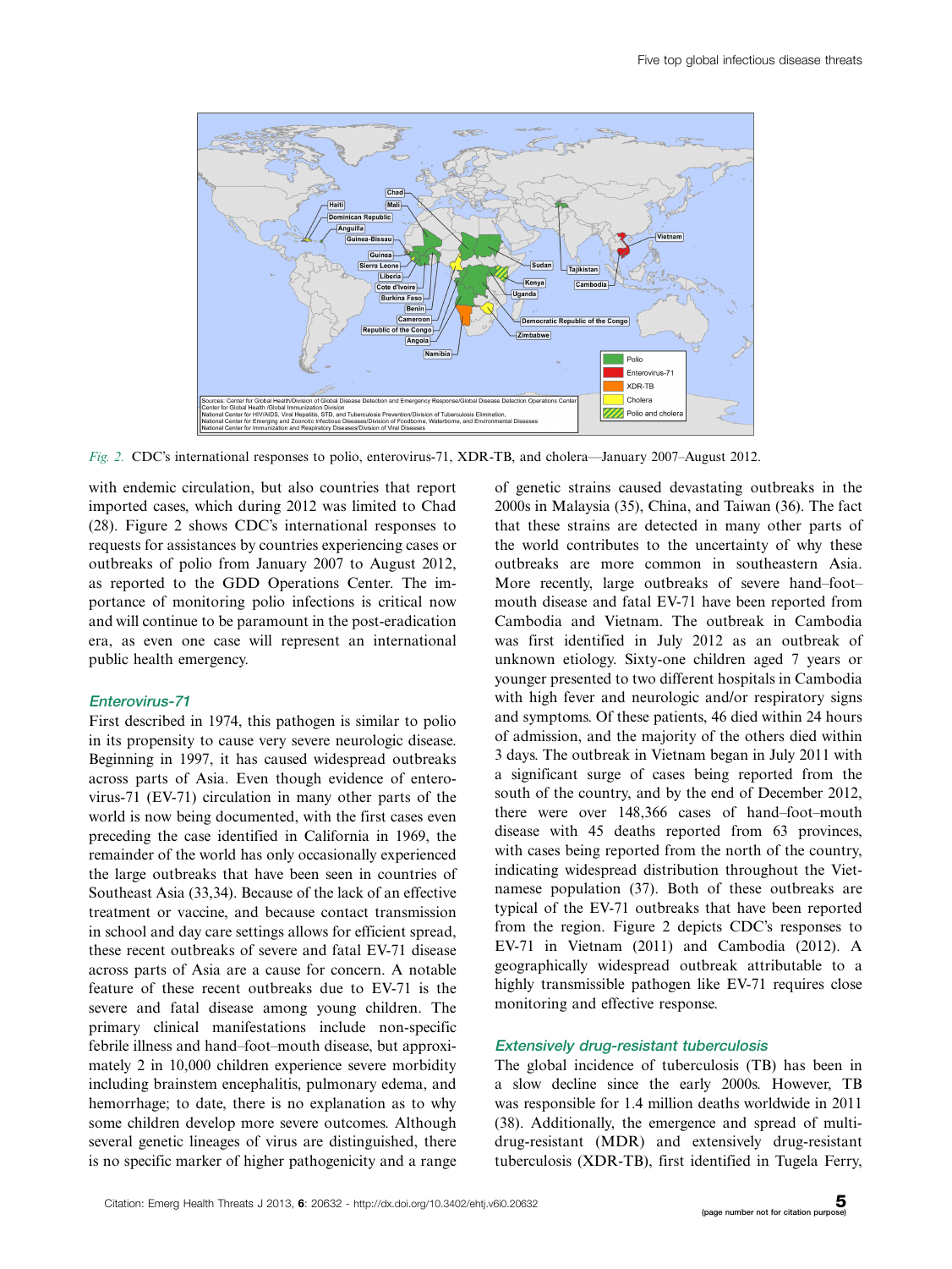*Fig. 2.* CDC's international responses to polio, enterovirus-71, XDR-TB, and cholera—January 2007–August 2012.

with endemic circulation, but also countries that report imported cases, which during 2012 was limited to Chad (28). Figure 2 shows CDC's international responses to requests for assistances by countries experiencing cases or outbreaks of polio from January 2007 to August 2012, as reported to the GDD Operations Center. The importance of monitoring polio infections is critical now and will continue to be paramount in the post-eradication era, as even one case will represent an international public health emergency.

### Enterovirus-71

First described in 1974, this pathogen is similar to polio in its propensity to cause very severe neurologic disease. Beginning in 1997, it has caused widespread outbreaks across parts of Asia. Even though evidence of enterovirus-71 (EV-71) circulation in many other parts of the world is now being documented, with the first cases even preceding the case identified in California in 1969, the remainder of the world has only occasionally experienced the large outbreaks that have been seen in countries of Southeast Asia (33,34). Because of the lack of an effective treatment or vaccine, and because contact transmission in school and day care settings allows for efficient spread, these recent outbreaks of severe and fatal EV-71 disease across parts of Asia are a cause for concern. A notable feature of these recent outbreaks due to EV-71 is the severe and fatal disease among young children. The primary clinical manifestations include non-specific febrile illness and hand–foot–mouth disease, but approximately 2 in 10,000 children experience severe morbidity including brainstem encephalitis, pulmonary edema, and hemorrhage; to date, there is no explanation as to why some children develop more severe outcomes. Although several genetic lineages of virus are distinguished, there is no specific marker of higher pathogenicity and a range of genetic strains caused devastating outbreaks in the 2000s in Malaysia (35), China, and Taiwan (36). The fact that these strains are detected in many other parts of the world contributes to the uncertainty of why these outbreaks are more common in southeastern Asia. More recently, large outbreaks of severe hand–foot–mouth disease and fatal EV-71 have been reported from Cambodia and Vietnam. The outbreak in Cambodia was first identified in July 2012 as an outbreak of unknown etiology. Sixty-one children aged 7 years or younger presented to two different hospitals in Cambodia with high fever and neurologic and/or respiratory signs and symptoms. Of these patients, 46 died within 24 hours of admission, and the majority of the others died within 3 days. The outbreak in Vietnam began in July 2011 with a significant surge of cases being reported from the south of the country, and by the end of December 2012, there were over 148,366 cases of hand–foot–mouth disease with 45 deaths reported from 63 provinces, with cases being reported from the north of the country, indicating widespread distribution throughout the Vietnamese population (37). Both of these outbreaks are typical of the EV-71 outbreaks that have been reported from the region. Figure 2 depicts CDC's responses to EV-71 in Vietnam (2011) and Cambodia (2012). A geographically widespread outbreak attributable to a highly transmissible pathogen like EV-71 requires close monitoring and effective response.

### Extensively drug-resistant tuberculosis

The global incidence of tuberculosis (TB) has been in a slow decline since the early 2000s. However, TB was responsible for 1.4 million deaths worldwide in 2011 (38). Additionally, the emergence and spread of multidrug-resistant (MDR) and extensively drug-resistant tuberculosis (XDR-TB), first identified in Tugela Ferry,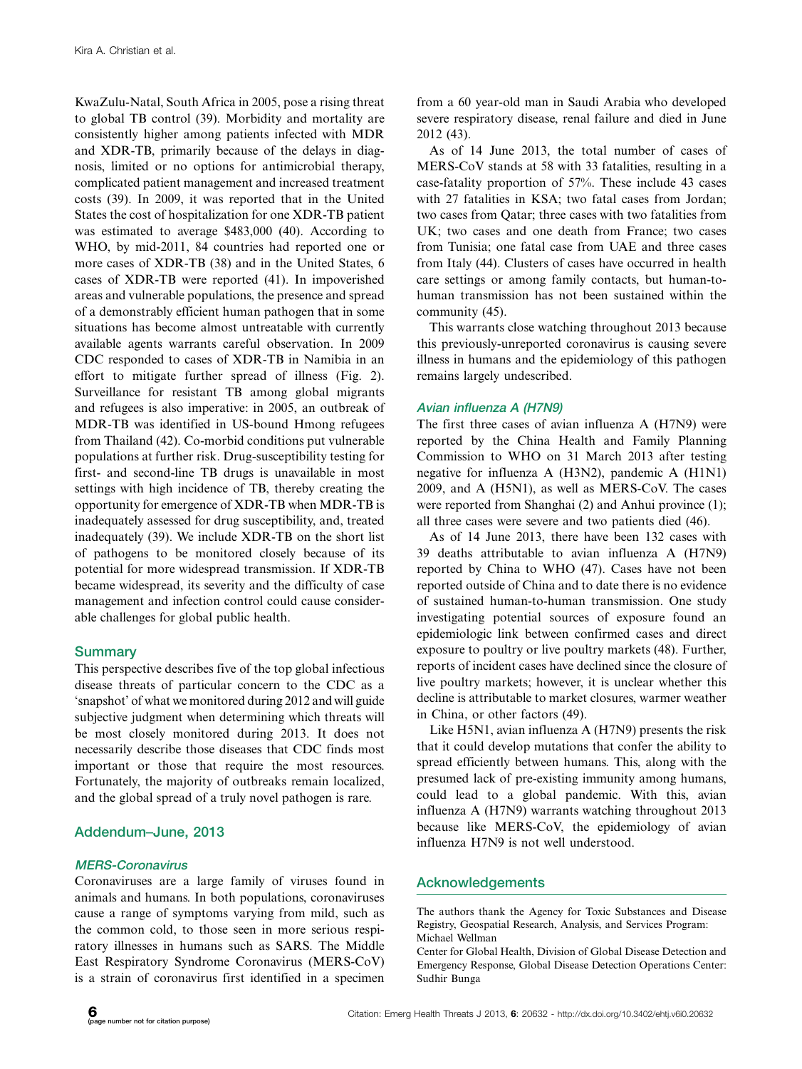KwaZulu-Natal, South Africa in 2005, pose a rising threat to global TB control (39). Morbidity and mortality are consistently higher among patients infected with MDR and XDR-TB, primarily because of the delays in diagnosis, limited or no options for antimicrobial therapy, complicated patient management and increased treatment costs (39). In 2009, it was reported that in the United States the cost of hospitalization for one XDR-TB patient was estimated to average \$483,000 (40). According to WHO, by mid-2011, 84 countries had reported one or more cases of XDR-TB (38) and in the United States, 6 cases of XDR-TB were reported (41). In impoverished areas and vulnerable populations, the presence and spread of a demonstrably efficient human pathogen that in some situations has become almost untreatable with currently available agents warrants careful observation. In 2009 CDC responded to cases of XDR-TB in Namibia in an effort to mitigate further spread of illness (Fig. 2). Surveillance for resistant TB among global migrants and refugees is also imperative: in 2005, an outbreak of MDR-TB was identified in US-bound Hmong refugees from Thailand (42). Co-morbid conditions put vulnerable populations at further risk. Drug-susceptibility testing for first- and second-line TB drugs is unavailable in most settings with high incidence of TB, thereby creating the opportunity for emergence of XDR-TB when MDR-TB is inadequately assessed for drug susceptibility, and, treated inadequately (39). We include XDR-TB on the short list of pathogens to be monitored closely because of its potential for more widespread transmission. If XDR-TB became widespread, its severity and the difficulty of case management and infection control could cause considerable challenges for global public health.

## Summary

This perspective describes five of the top global infectious disease threats of particular concern to the CDC as a 'snapshot' of what we monitored during 2012 and will guide subjective judgment when determining which threats will be most closely monitored during 2013. It does not necessarily describe those diseases that CDC finds most important or those that require the most resources. Fortunately, the majority of outbreaks remain localized, and the global spread of a truly novel pathogen is rare.

## Addendum–June, 2013

### *MERS-Coronavirus*

Coronaviruses are a large family of viruses found in animals and humans. In both populations, coronaviruses cause a range of symptoms varying from mild, such as the common cold, to those seen in more serious respiratory illnesses in humans such as SARS. The Middle East Respiratory Syndrome Coronavirus (MERS-CoV) is a strain of coronavirus first identified in a specimen from a 60 year-old man in Saudi Arabia who developed severe respiratory disease, renal failure and died in June 2012 (43).

As of 14 June 2013, the total number of cases of MERS-CoV stands at 58 with 33 fatalities, resulting in a case-fatality proportion of 57%. These include 43 cases with 27 fatalities in KSA; two fatal cases from Jordan; two cases from Qatar; three cases with two fatalities from UK; two cases and one death from France; two cases from Tunisia; one fatal case from UAE and three cases from Italy (44). Clusters of cases have occurred in health care settings or among family contacts, but human-to-human transmission has not been sustained within the community (45).

This warrants close watching throughout 2013 because this previously-unreported coronavirus is causing severe illness in humans and the epidemiology of this pathogen remains largely undescribed.

### *Avian influenza A (H7N9)*

The first three cases of avian influenza A (H7N9) were reported by the China Health and Family Planning Commission to WHO on 31 March 2013 after testing negative for influenza A (H3N2), pandemic A (H1N1) 2009, and A (H5N1), as well as MERS-CoV. The cases were reported from Shanghai (2) and Anhui province (1); all three cases were severe and two patients died (46).

As of 14 June 2013, there have been 132 cases with 39 deaths attributable to avian influenza A (H7N9) reported by China to WHO (47). Cases have not been reported outside of China and to date there is no evidence of sustained human-to-human transmission. One study investigating potential sources of exposure found an epidemiologic link between confirmed cases and direct exposure to poultry or live poultry markets (48). Further, reports of incident cases have declined since the closure of live poultry markets; however, it is unclear whether this decline is attributable to market closures, warmer weather in China, or other factors (49).

Like H5N1, avian influenza A (H7N9) presents the risk that it could develop mutations that confer the ability to spread efficiently between humans. This, along with the presumed lack of pre-existing immunity among humans, could lead to a global pandemic. With this, avian influenza A (H7N9) warrants watching throughout 2013 because like MERS-CoV, the epidemiology of avian influenza H7N9 is not well understood.

## Acknowledgements

The authors thank the Agency for Toxic Substances and Disease Registry, Geospatial Research, Analysis, and Services Program: Michael Wellman

Center for Global Health, Division of Global Disease Detection and Emergency Response, Global Disease Detection Operations Center: Sudhir Bunga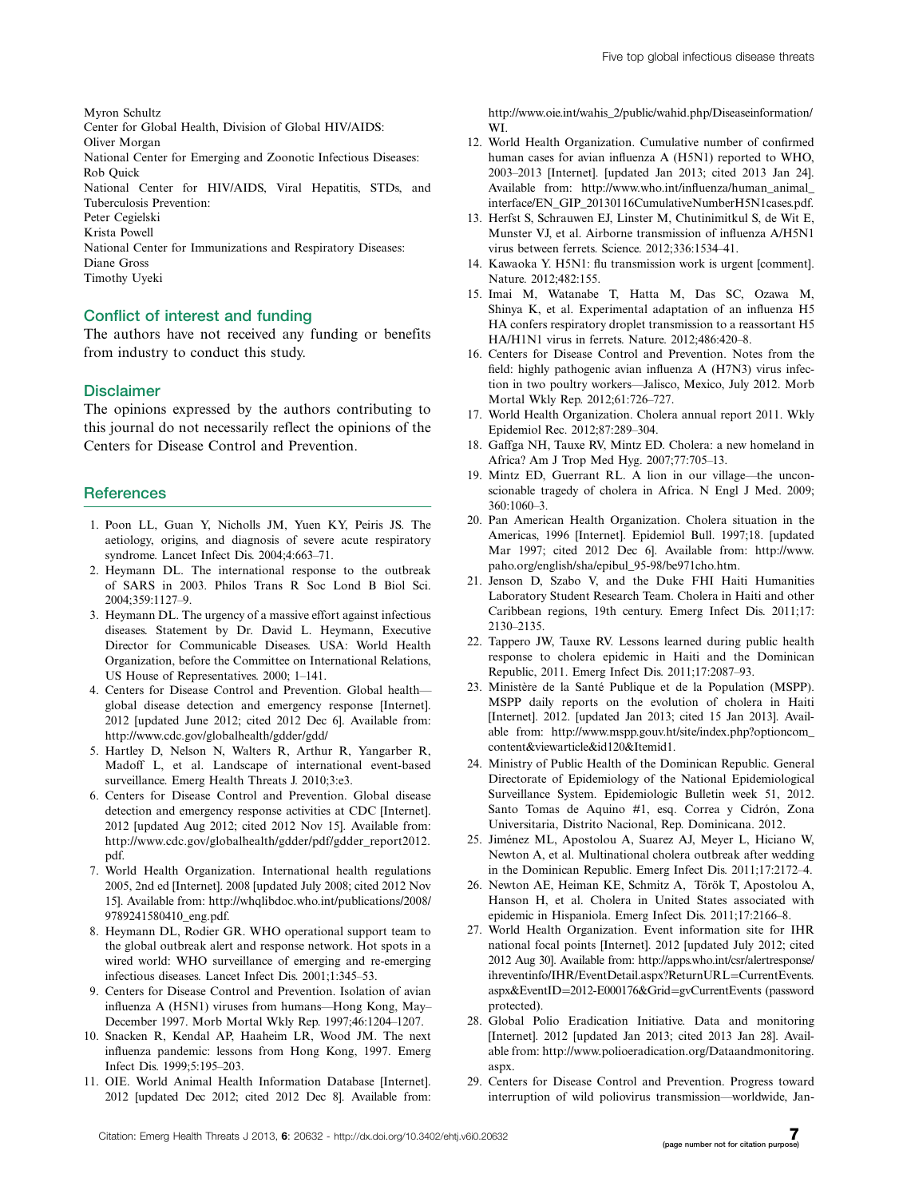Myron Schultz
Center for Global Health, Division of Global HIV/AIDS:
Oliver Morgan
National Center for Emerging and Zoonotic Infectious Diseases:
Rob Quick
National Center for HIV/AIDS, Viral Hepatitis, STDs, and Tuberculosis Prevention:
Peter Cegielski
Krista Powell
National Center for Immunizations and Respiratory Diseases:
Diane Gross
Timothy Uyeki

## Conflict of interest and funding

The authors have not received any funding or benefits from industry to conduct this study.

## Disclaimer

The opinions expressed by the authors contributing to this journal do not necessarily reflect the opinions of the Centers for Disease Control and Prevention.

## References

1. Poon LL, Guan Y, Nicholls JM, Yuen KY, Peiris JS. The aetiology, origins, and diagnosis of severe acute respiratory syndrome. Lancet Infect Dis. 2004;4:663–71.
2. Heymann DL. The international response to the outbreak of SARS in 2003. Philos Trans R Soc Lond B Biol Sci. 2004;359:1127–9.
3. Heymann DL. The urgency of a massive effort against infectious diseases. Statement by Dr. David L. Heymann, Executive Director for Communicable Diseases. USA: World Health Organization, before the Committee on International Relations, US House of Representatives. 2000; 1–141.
4. Centers for Disease Control and Prevention. Global health—global disease detection and emergency response [Internet]. 2012 [updated June 2012; cited 2012 Dec 6]. Available from: http://www.cdc.gov/globalhealth/gdder/gdd/
5. Hartley D, Nelson N, Walters R, Arthur R, Yangarber R, Madoff L, et al. Landscape of international event-based surveillance. Emerg Health Threats J. 2010;3:e3.
6. Centers for Disease Control and Prevention. Global disease detection and emergency response activities at CDC [Internet]. 2012 [updated Aug 2012; cited 2012 Nov 15]. Available from: http://www.cdc.gov/globalhealth/gdder/pdf/gdder_report2012.pdf.
7. World Health Organization. International health regulations 2005, 2nd ed [Internet]. 2008 [updated July 2008; cited 2012 Nov 15]. Available from: http://whqlibdoc.who.int/publications/2008/9789241580410_eng.pdf.
8. Heymann DL, Rodier GR. WHO operational support team to the global outbreak alert and response network. Hot spots in a wired world: WHO surveillance of emerging and re-emerging infectious diseases. Lancet Infect Dis. 2001;1:345–53.
9. Centers for Disease Control and Prevention. Isolation of avian influenza A (H5N1) viruses from humans—Hong Kong, May–December 1997. Morb Mortal Wkly Rep. 1997;46:1204–1207.
10. Snacken R, Kendal AP, Haaheim LR, Wood JM. The next influenza pandemic: lessons from Hong Kong, 1997. Emerg Infect Dis. 1999;5:195–203.
11. OIE. World Animal Health Information Database [Internet]. 2012 [updated Dec 2012; cited 2012 Dec 8]. Available from: http://www.oie.int/wahis_2/public/wahid.php/Diseaseinformation/WI.
12. World Health Organization. Cumulative number of confirmed human cases for avian influenza A (H5N1) reported to WHO, 2003–2013 [Internet]. [updated Jan 2013; cited 2013 Jan 24]. Available from: http://www.who.int/influenza/human_animal_interface/EN_GIP_20130116CumulativeNumberH5N1cases.pdf.
13. Herfst S, Schrauwen EJ, Linster M, Chutinimitkul S, de Wit E, Munster VJ, et al. Airborne transmission of influenza A/H5N1 virus between ferrets. Science. 2012;336:1534–41.
14. Kawaoka Y. H5N1: flu transmission work is urgent [comment]. Nature. 2012;482:155.
15. Imai M, Watanabe T, Hatta M, Das SC, Ozawa M, Shinya K, et al. Experimental adaptation of an influenza H5 HA confers respiratory droplet transmission to a reassortant H5 HA/H1N1 virus in ferrets. Nature. 2012;486:420–8.
16. Centers for Disease Control and Prevention. Notes from the field: highly pathogenic avian influenza A (H7N3) virus infection in two poultry workers—Jalisco, Mexico, July 2012. Morb Mortal Wkly Rep. 2012;61:726–727.
17. World Health Organization. Cholera annual report 2011. Wkly Epidemiol Rec. 2012;87:289–304.
18. Gaffga NH, Tauxe RV, Mintz ED. Cholera: a new homeland in Africa? Am J Trop Med Hyg. 2007;77:705–13.
19. Mintz ED, Guerrant RL. A lion in our village—the unconscionable tragedy of cholera in Africa. N Engl J Med. 2009; 360:1060–3.
20. Pan American Health Organization. Cholera situation in the Americas, 1996 [Internet]. Epidemiol Bull. 1997;18. [updated Mar 1997; cited 2012 Dec 6]. Available from: http://www.paho.org/english/sha/epibul_95-98/be971cho.htm.
21. Jenson D, Szabo V, and the Duke FHI Haiti Humanities Laboratory Student Research Team. Cholera in Haiti and other Caribbean regions, 19th century. Emerg Infect Dis. 2011;17: 2130–2135.
22. Tappero JW, Tauxe RV. Lessons learned during public health response to cholera epidemic in Haiti and the Dominican Republic, 2011. Emerg Infect Dis. 2011;17:2087–93.
23. Ministère de la Santé Publique et de la Population (MSPP). MSPP daily reports on the evolution of cholera in Haiti [Internet]. 2012. [updated Jan 2013; cited 15 Jan 2013]. Available from: http://www.mspp.gouv.ht/site/index.php?optioncom_content&viewarticle&id120&Itemid1.
24. Ministry of Public Health of the Dominican Republic. General Directorate of Epidemiology of the National Epidemiological Surveillance System. Epidemiologic Bulletin week 51, 2012. Santo Tomas de Aquino #1, esq. Correa y Cidrón, Zona Universitaria, Distrito Nacional, Rep. Dominicana. 2012.
25. Jiménez ML, Apostolou A, Suarez AJ, Meyer L, Hiciano W, Newton A, et al. Multinational cholera outbreak after wedding in the Dominican Republic. Emerg Infect Dis. 2011;17:2172–4.
26. Newton AE, Heiman KE, Schmitz A, Török T, Apostolou A, Hanson H, et al. Cholera in United States associated with epidemic in Hispaniola. Emerg Infect Dis. 2011;17:2166–8.
27. World Health Organization. Event information site for IHR national focal points [Internet]. 2012 [updated July 2012; cited 2012 Aug 30]. Available from: http://apps.who.int/csr/alertresponse/ihreventinfo/IHR/EventDetail.aspx?ReturnURL=CurrentEvents.aspx&EventID=2012-E000176&Grid=gvCurrentEvents (password protected).
28. Global Polio Eradication Initiative. Data and monitoring [Internet]. 2012 [updated Jan 2013; cited 2013 Jan 28]. Available from: http://www.polioeradication.org/Dataandmonitoring.aspx.
29. Centers for Disease Control and Prevention. Progress toward interruption of wild poliovirus transmission—worldwide, Jan-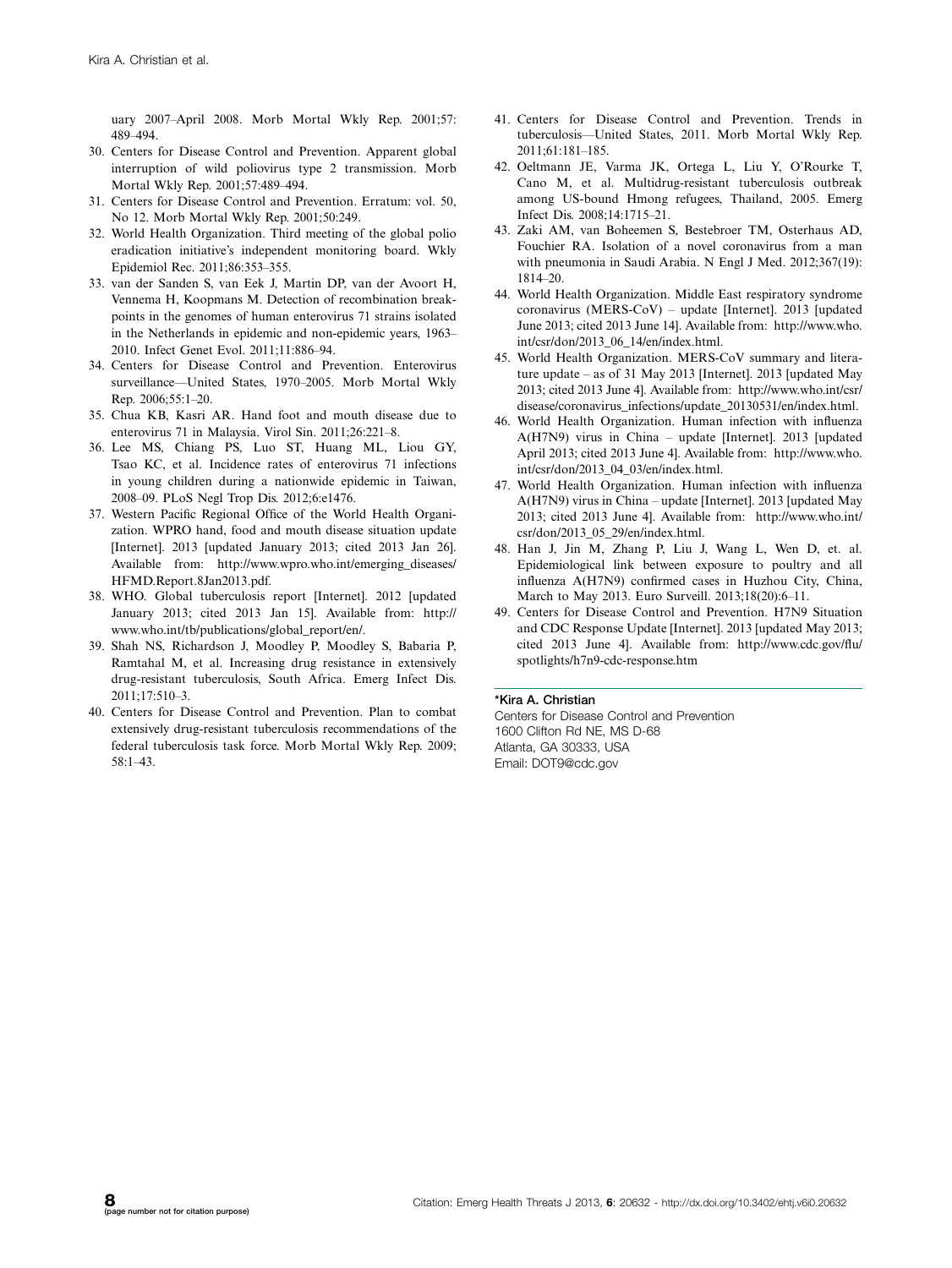uary 2007–April 2008. Morb Mortal Wkly Rep. 2001;57: 489–494.

30. Centers for Disease Control and Prevention. Apparent global interruption of wild poliovirus type 2 transmission. Morb Mortal Wkly Rep. 2001;57:489–494.
31. Centers for Disease Control and Prevention. Erratum: vol. 50, No 12. Morb Mortal Wkly Rep. 2001;50:249.
32. World Health Organization. Third meeting of the global polio eradication initiative's independent monitoring board. Wkly Epidemiol Rec. 2011;86:353–355.
33. van der Sanden S, van Eek J, Martin DP, van der Avoort H, Vennema H, Koopmans M. Detection of recombination breakpoints in the genomes of human enterovirus 71 strains isolated in the Netherlands in epidemic and non-epidemic years, 1963–2010. Infect Genet Evol. 2011;11:886–94.
34. Centers for Disease Control and Prevention. Enterovirus surveillance—United States, 1970–2005. Morb Mortal Wkly Rep. 2006;55:1–20.
35. Chua KB, Kasri AR. Hand foot and mouth disease due to enterovirus 71 in Malaysia. Virol Sin. 2011;26:221–8.
36. Lee MS, Chiang PS, Luo ST, Huang ML, Liou GY, Tsao KC, et al. Incidence rates of enterovirus 71 infections in young children during a nationwide epidemic in Taiwan, 2008–09. PLoS Negl Trop Dis. 2012;6:e1476.
37. Western Pacific Regional Office of the World Health Organization. WPRO hand, food and mouth disease situation update [Internet]. 2013 [updated January 2013; cited 2013 Jan 26]. Available from: http://www.wpro.who.int/emerging_diseases/HFMD.Report.8Jan2013.pdf.
38. WHO. Global tuberculosis report [Internet]. 2012 [updated January 2013; cited 2013 Jan 15]. Available from: http://www.who.int/tb/publications/global_report/en/.
39. Shah NS, Richardson J, Moodley P, Moodley S, Babaria P, Ramtahal M, et al. Increasing drug resistance in extensively drug-resistant tuberculosis, South Africa. Emerg Infect Dis. 2011;17:510–3.
40. Centers for Disease Control and Prevention. Plan to combat extensively drug-resistant tuberculosis recommendations of the federal tuberculosis task force. Morb Mortal Wkly Rep. 2009; 58:1–43.
41. Centers for Disease Control and Prevention. Trends in tuberculosis—United States, 2011. Morb Mortal Wkly Rep. 2011;61:181–185.
42. Oeltmann JE, Varma JK, Ortega L, Liu Y, O'Rourke T, Cano M, et al. Multidrug-resistant tuberculosis outbreak among US-bound Hmong refugees, Thailand, 2005. Emerg Infect Dis. 2008;14:1715–21.
43. Zaki AM, van Boheemen S, Bestebroer TM, Osterhaus AD, Fouchier RA. Isolation of a novel coronavirus from a man with pneumonia in Saudi Arabia. N Engl J Med. 2012;367(19): 1814–20.
44. World Health Organization. Middle East respiratory syndrome coronavirus (MERS-CoV) – update [Internet]. 2013 [updated June 2013; cited 2013 June 14]. Available from: http://www.who.int/csr/don/2013_06_14/en/index.html.
45. World Health Organization. MERS-CoV summary and literature update – as of 31 May 2013 [Internet]. 2013 [updated May 2013; cited 2013 June 4]. Available from: http://www.who.int/csr/disease/coronavirus_infections/update_20130531/en/index.html.
46. World Health Organization. Human infection with influenza A(H7N9) virus in China – update [Internet]. 2013 [updated April 2013; cited 2013 June 4]. Available from: http://www.who.int/csr/don/2013_04_03/en/index.html.
47. World Health Organization. Human infection with influenza A(H7N9) virus in China – update [Internet]. 2013 [updated May 2013; cited 2013 June 4]. Available from: http://www.who.int/csr/don/2013_05_29/en/index.html.
48. Han J, Jin M, Zhang P, Liu J, Wang L, Wen D, et. al. Epidemiological link between exposure to poultry and all influenza A(H7N9) confirmed cases in Huzhou City, China, March to May 2013. Euro Surveill. 2013;18(20):6–11.
49. Centers for Disease Control and Prevention. H7N9 Situation and CDC Response Update [Internet]. 2013 [updated May 2013; cited 2013 June 4]. Available from: http://www.cdc.gov/flu/spotlights/h7n9-cdc-response.htm

**\*Kira A. Christian**
Centers for Disease Control and Prevention
1600 Clifton Rd NE, MS D-68
Atlanta, GA 30333, USA
Email: DOT9@cdc.gov